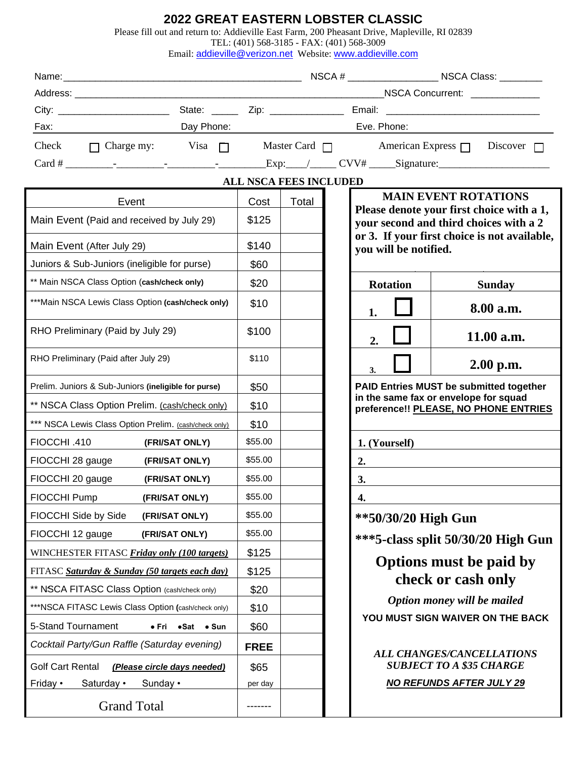# 2022 GREAT EASTERN LOBSTER CLASSIC

Please fill out and return to: Addieville East Farm, 200 Pheasant Drive, Mapleville, RI 02839
TEL: (401) 568-3185 - FAX: (401) 568-3009
Email: addieville@verizon.net Website: www.addieville.com

Name:_____________________________________________ NSCA # ________________ NSCA Class: ________

Address: __________________________________________________________NSCA Concurrent: ____________

City: ____________________ State: _____ Zip: ______________ Email: ____________________________

Fax: Day Phone: Eve. Phone:

Check ☐ Charge my: Visa ☐ Master Card ☐ American Express ☐ Discover ☐

Card # _________-_________-_________-_________Exp:___/_____ CVV# _____Signature:_____________________

**ALL NSCA FEES INCLUDED**

| Event | Cost | Total |
|---|---|---|
| Main Event (Paid and received by July 29) | $125 | |
| Main Event (After July 29) | $140 | |
| Juniors & Sub-Juniors (ineligible for purse) | $60 | |
| ** Main NSCA Class Option **(cash/check only)** | $20 | |
| ***Main NSCA Lewis Class Option **(cash/check only)** | $10 | |
| RHO Preliminary (Paid by July 29) | $100 | |
| RHO Preliminary (Paid after July 29) | $110 | |
| Prelim. Juniors & Sub-Juniors **(ineligible for purse)** | $50 | |
| ** NSCA Class Option Prelim. (cash/check only) | $10 | |
| *** NSCA Lewis Class Option Prelim. (cash/check only) | $10 | |
| FIOCCHI .410 **(FRI/SAT ONLY)** | $55.00 | |
| FIOCCHI 28 gauge **(FRI/SAT ONLY)** | $55.00 | |
| FIOCCHI 20 gauge **(FRI/SAT ONLY)** | $55.00 | |
| FIOCCHI Pump **(FRI/SAT ONLY)** | $55.00 | |
| FIOCCHI Side by Side **(FRI/SAT ONLY)** | $55.00 | |
| FIOCCHI 12 gauge **(FRI/SAT ONLY)** | $55.00 | |
| WINCHESTER FITASC ***Friday only (100 targets)*** | $125 | |
| FITASC ***Saturday & Sunday (50 targets each day)*** | $125 | |
| ** NSCA FITASC Class Option (cash/check only) | $20 | |
| ***NSCA FITASC Lewis Class Option (cash/check only) | $10 | |
| 5-Stand Tournament • Fri • Sat • Sun | $60 | |
| *Cocktail Party/Gun Raffle (Saturday evening)* | **FREE** | |
| Golf Cart Rental ***(Please circle days needed)*** Friday • Saturday • Sunday • | $65 per day | |
| Grand Total | ------- | |

**MAIN EVENT ROTATIONS**

**Please denote your first choice with a 1, your second and third choices with a 2 or 3. If your first choice is not available, you will be notified.**

| Rotation | Sunday |
|---|---|
| 1. ☐ | 8.00 a.m. |
| 2. ☐ | 11.00 a.m. |
| 3. ☐ | 2.00 p.m. |

**PAID Entries MUST be submitted together in the same fax or envelope for squad preference!! PLEASE, NO PHONE ENTRIES**

1. (Yourself)
2.
3.
4.

**\*\*50/30/20 High Gun**

**\*\*\*5-class split 50/30/20 High Gun**

**Options must be paid by check or cash only**

***Option money will be mailed***

**YOU MUST SIGN WAIVER ON THE BACK**

***ALL CHANGES/CANCELLATIONS SUBJECT TO A $35 CHARGE***

***NO REFUNDS AFTER JULY 29***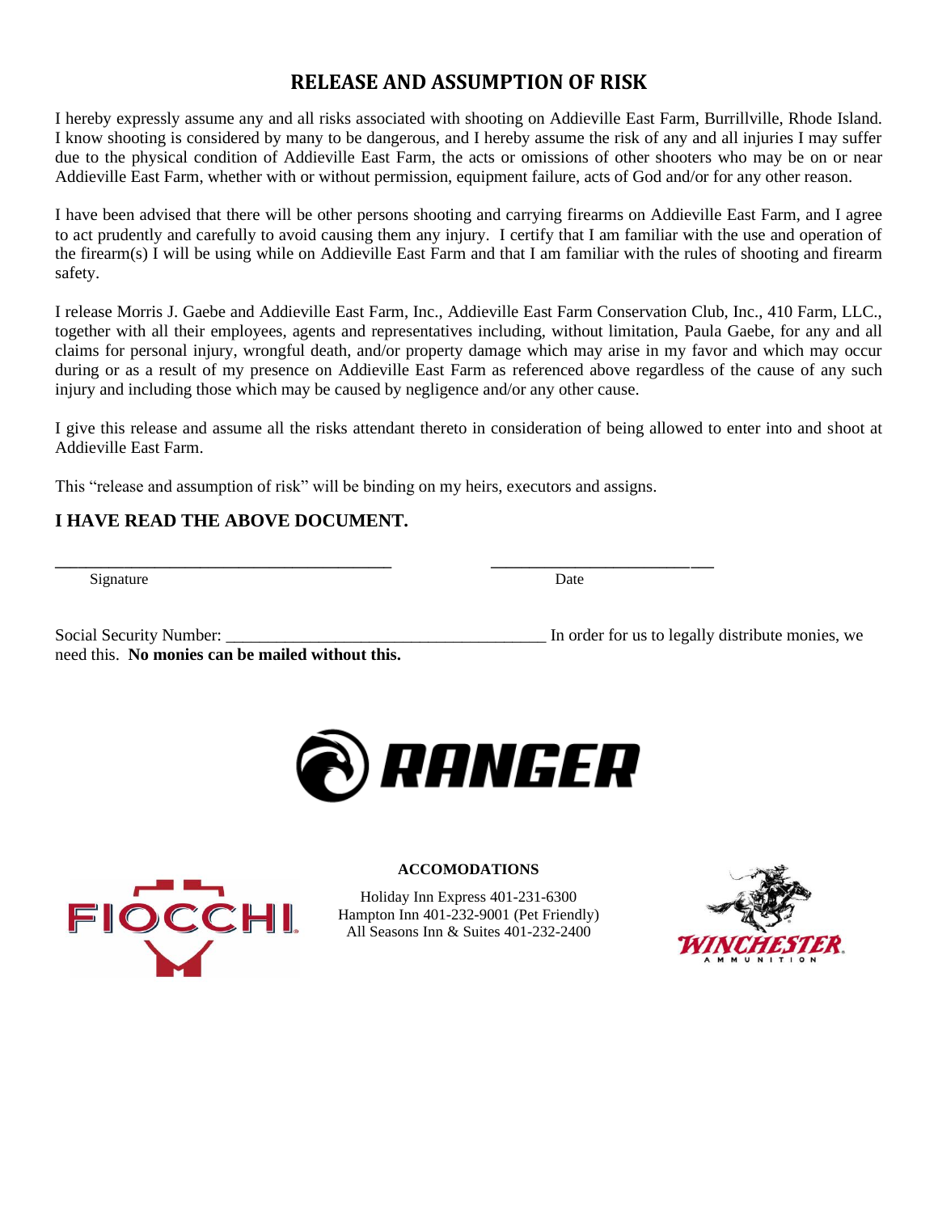# RELEASE AND ASSUMPTION OF RISK

I hereby expressly assume any and all risks associated with shooting on Addieville East Farm, Burrillville, Rhode Island. I know shooting is considered by many to be dangerous, and I hereby assume the risk of any and all injuries I may suffer due to the physical condition of Addieville East Farm, the acts or omissions of other shooters who may be on or near Addieville East Farm, whether with or without permission, equipment failure, acts of God and/or for any other reason.

I have been advised that there will be other persons shooting and carrying firearms on Addieville East Farm, and I agree to act prudently and carefully to avoid causing them any injury. I certify that I am familiar with the use and operation of the firearm(s) I will be using while on Addieville East Farm and that I am familiar with the rules of shooting and firearm safety.

I release Morris J. Gaebe and Addieville East Farm, Inc., Addieville East Farm Conservation Club, Inc., 410 Farm, LLC., together with all their employees, agents and representatives including, without limitation, Paula Gaebe, for any and all claims for personal injury, wrongful death, and/or property damage which may arise in my favor and which may occur during or as a result of my presence on Addieville East Farm as referenced above regardless of the cause of any such injury and including those which may be caused by negligence and/or any other cause.

I give this release and assume all the risks attendant thereto in consideration of being allowed to enter into and shoot at Addieville East Farm.

This "release and assumption of risk" will be binding on my heirs, executors and assigns.

**I HAVE READ THE ABOVE DOCUMENT.**

_________________________________________ _________________________

Signature Date

Social Security Number: _____________________________________ In order for us to legally distribute monies, we need this. **No monies can be mailed without this.**

RANGER

FIOCCHI

**ACCOMODATIONS**

Holiday Inn Express 401-231-6300
Hampton Inn 401-232-9001 (Pet Friendly)
All Seasons Inn & Suites 401-232-2400

WINCHESTER AMMUNITION